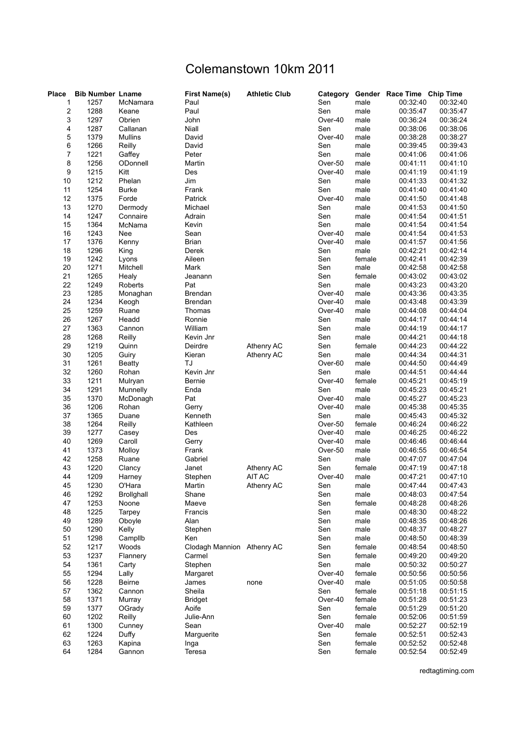# Colemanstown 10km 2011

| Place | Bib Number | Lname | First Name(s) | Athletic Club | Category | Gender | Race Time | Chip Time |
|---|---|---|---|---|---|---|---|---|
| 1 | 1257 | McNamara | Paul | | Sen | male | 00:32:40 | 00:32:40 |
| 2 | 1288 | Keane | Paul | | Sen | male | 00:35:47 | 00:35:47 |
| 3 | 1297 | Obrien | John | | Over-40 | male | 00:36:24 | 00:36:24 |
| 4 | 1287 | Callanan | Niall | | Sen | male | 00:38:06 | 00:38:06 |
| 5 | 1379 | Mullins | David | | Over-40 | male | 00:38:28 | 00:38:27 |
| 6 | 1266 | Reilly | David | | Sen | male | 00:39:45 | 00:39:43 |
| 7 | 1221 | Gaffey | Peter | | Sen | male | 00:41:06 | 00:41:06 |
| 8 | 1256 | ODonnell | Martin | | Over-50 | male | 00:41:11 | 00:41:10 |
| 9 | 1215 | Kitt | Des | | Over-40 | male | 00:41:19 | 00:41:19 |
| 10 | 1212 | Phelan | Jim | | Sen | male | 00:41:33 | 00:41:32 |
| 11 | 1254 | Burke | Frank | | Sen | male | 00:41:40 | 00:41:40 |
| 12 | 1375 | Forde | Patrick | | Over-40 | male | 00:41:50 | 00:41:48 |
| 13 | 1270 | Dermody | Michael | | Sen | male | 00:41:53 | 00:41:50 |
| 14 | 1247 | Connaire | Adrain | | Sen | male | 00:41:54 | 00:41:51 |
| 15 | 1364 | McNama | Kevin | | Sen | male | 00:41:54 | 00:41:54 |
| 16 | 1243 | Nee | Sean | | Over-40 | male | 00:41:54 | 00:41:53 |
| 17 | 1376 | Kenny | Brian | | Over-40 | male | 00:41:57 | 00:41:56 |
| 18 | 1296 | King | Derek | | Sen | male | 00:42:21 | 00:42:14 |
| 19 | 1242 | Lyons | Aileen | | Sen | female | 00:42:41 | 00:42:39 |
| 20 | 1271 | Mitchell | Mark | | Sen | male | 00:42:58 | 00:42:58 |
| 21 | 1265 | Healy | Jeanann | | Sen | female | 00:43:02 | 00:43:02 |
| 22 | 1249 | Roberts | Pat | | Sen | male | 00:43:23 | 00:43:20 |
| 23 | 1285 | Monaghan | Brendan | | Over-40 | male | 00:43:36 | 00:43:35 |
| 24 | 1234 | Keogh | Brendan | | Over-40 | male | 00:43:48 | 00:43:39 |
| 25 | 1259 | Ruane | Thomas | | Over-40 | male | 00:44:08 | 00:44:04 |
| 26 | 1267 | Headd | Ronnie | | Sen | male | 00:44:17 | 00:44:14 |
| 27 | 1363 | Cannon | William | | Sen | male | 00:44:19 | 00:44:17 |
| 28 | 1268 | Reilly | Kevin Jnr | | Sen | male | 00:44:21 | 00:44:18 |
| 29 | 1219 | Quinn | Deirdre | Athenry AC | Sen | female | 00:44:23 | 00:44:22 |
| 30 | 1205 | Guiry | Kieran | Athenry AC | Sen | male | 00:44:34 | 00:44:31 |
| 31 | 1261 | Beatty | TJ | | Over-60 | male | 00:44:50 | 00:44:49 |
| 32 | 1260 | Rohan | Kevin Jnr | | Sen | male | 00:44:51 | 00:44:44 |
| 33 | 1211 | Mulryan | Bernie | | Over-40 | female | 00:45:21 | 00:45:19 |
| 34 | 1291 | Munnelly | Enda | | Sen | male | 00:45:23 | 00:45:21 |
| 35 | 1370 | McDonagh | Pat | | Over-40 | male | 00:45:27 | 00:45:23 |
| 36 | 1206 | Rohan | Gerry | | Over-40 | male | 00:45:38 | 00:45:35 |
| 37 | 1365 | Duane | Kenneth | | Sen | male | 00:45:43 | 00:45:32 |
| 38 | 1264 | Reilly | Kathleen | | Over-50 | female | 00:46:24 | 00:46:22 |
| 39 | 1277 | Casey | Des | | Over-40 | male | 00:46:25 | 00:46:22 |
| 40 | 1269 | Caroll | Gerry | | Over-40 | male | 00:46:46 | 00:46:44 |
| 41 | 1373 | Molloy | Frank | | Over-50 | male | 00:46:55 | 00:46:54 |
| 42 | 1258 | Ruane | Gabriel | | Sen | male | 00:47:07 | 00:47:04 |
| 43 | 1220 | Clancy | Janet | Athenry AC | Sen | female | 00:47:19 | 00:47:18 |
| 44 | 1209 | Harney | Stephen | AIT AC | Over-40 | male | 00:47:21 | 00:47:10 |
| 45 | 1230 | O'Hara | Martin | Athenry AC | Sen | male | 00:47:44 | 00:47:43 |
| 46 | 1292 | Brollghall | Shane | | Sen | male | 00:48:03 | 00:47:54 |
| 47 | 1253 | Noone | Maeve | | Sen | female | 00:48:28 | 00:48:26 |
| 48 | 1225 | Tarpey | Francis | | Sen | male | 00:48:30 | 00:48:22 |
| 49 | 1289 | Oboyle | Alan | | Sen | male | 00:48:35 | 00:48:26 |
| 50 | 1290 | Kelly | Stephen | | Sen | male | 00:48:37 | 00:48:27 |
| 51 | 1298 | Campllb | Ken | | Sen | male | 00:48:50 | 00:48:39 |
| 52 | 1217 | Woods | Clodagh Mannion | Athenry AC | Sen | female | 00:48:54 | 00:48:50 |
| 53 | 1237 | Flannery | Carmel | | Sen | female | 00:49:20 | 00:49:20 |
| 54 | 1361 | Carty | Stephen | | Sen | male | 00:50:32 | 00:50:27 |
| 55 | 1294 | Lally | Margaret | | Over-40 | female | 00:50:56 | 00:50:56 |
| 56 | 1228 | Beirne | James | none | Over-40 | male | 00:51:05 | 00:50:58 |
| 57 | 1362 | Cannon | Sheila | | Sen | female | 00:51:18 | 00:51:15 |
| 58 | 1371 | Murray | Bridget | | Over-40 | female | 00:51:28 | 00:51:23 |
| 59 | 1377 | OGrady | Aoife | | Sen | female | 00:51:29 | 00:51:20 |
| 60 | 1202 | Reilly | Julie-Ann | | Sen | female | 00:52:06 | 00:51:59 |
| 61 | 1300 | Cunney | Sean | | Over-40 | male | 00:52:27 | 00:52:19 |
| 62 | 1224 | Duffy | Marguerite | | Sen | female | 00:52:51 | 00:52:43 |
| 63 | 1263 | Kapina | Inga | | Sen | female | 00:52:52 | 00:52:48 |
| 64 | 1284 | Gannon | Teresa | | Sen | female | 00:52:54 | 00:52:49 |

redtagtiming.com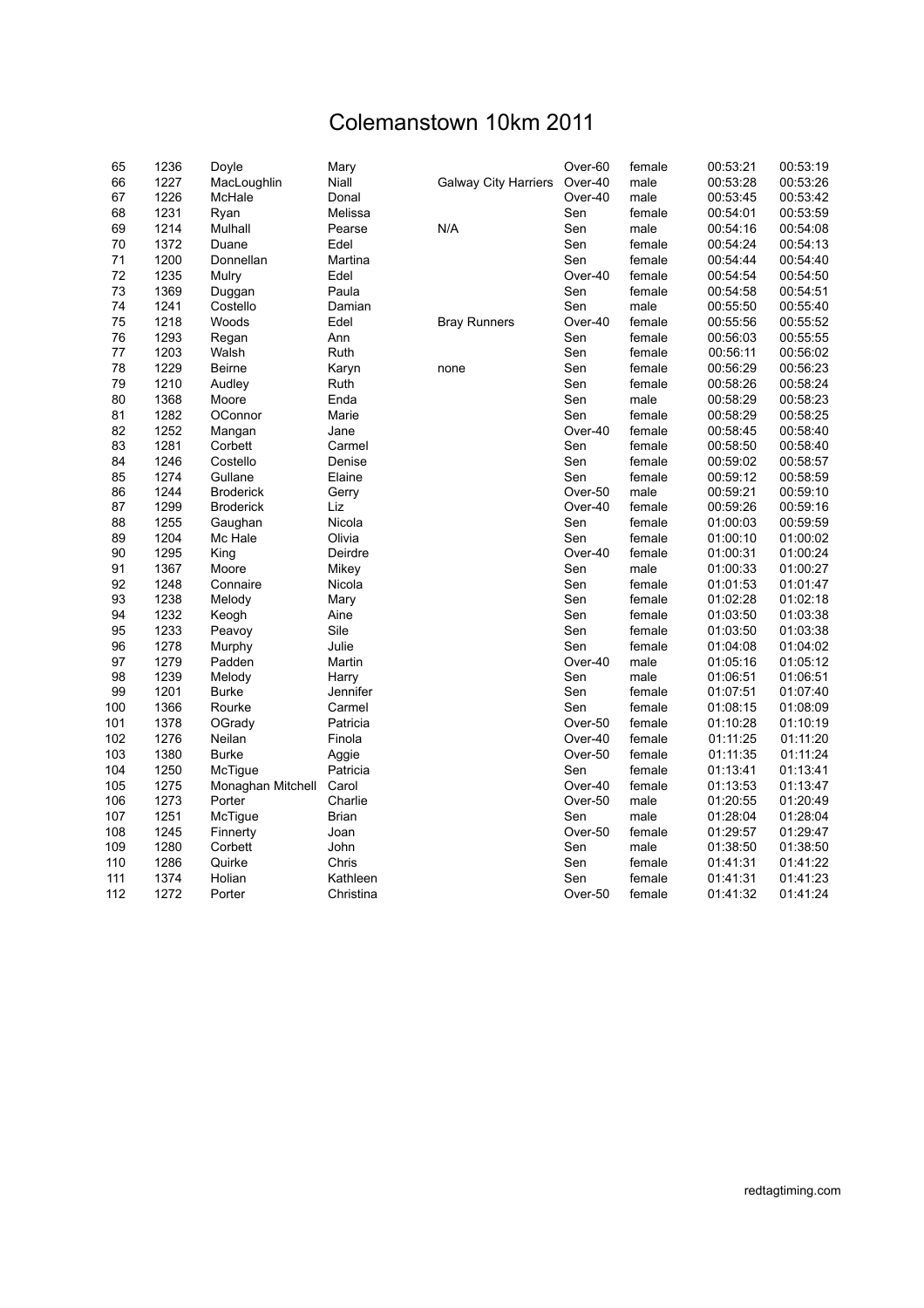# Colemanstown 10km 2011

| | | | | | | | | |
|---|---|---|---|---|---|---|---|---|
| 65 | 1236 | Doyle | Mary | | Over-60 | female | 00:53:21 | 00:53:19 |
| 66 | 1227 | MacLoughlin | Niall | Galway City Harriers | Over-40 | male | 00:53:28 | 00:53:26 |
| 67 | 1226 | McHale | Donal | | Over-40 | male | 00:53:45 | 00:53:42 |
| 68 | 1231 | Ryan | Melissa | | Sen | female | 00:54:01 | 00:53:59 |
| 69 | 1214 | Mulhall | Pearse | N/A | Sen | male | 00:54:16 | 00:54:08 |
| 70 | 1372 | Duane | Edel | | Sen | female | 00:54:24 | 00:54:13 |
| 71 | 1200 | Donnellan | Martina | | Sen | female | 00:54:44 | 00:54:40 |
| 72 | 1235 | Mulry | Edel | | Over-40 | female | 00:54:54 | 00:54:50 |
| 73 | 1369 | Duggan | Paula | | Sen | female | 00:54:58 | 00:54:51 |
| 74 | 1241 | Costello | Damian | | Sen | male | 00:55:50 | 00:55:40 |
| 75 | 1218 | Woods | Edel | Bray Runners | Over-40 | female | 00:55:56 | 00:55:52 |
| 76 | 1293 | Regan | Ann | | Sen | female | 00:56:03 | 00:55:55 |
| 77 | 1203 | Walsh | Ruth | | Sen | female | 00:56:11 | 00:56:02 |
| 78 | 1229 | Beirne | Karyn | none | Sen | female | 00:56:29 | 00:56:23 |
| 79 | 1210 | Audley | Ruth | | Sen | female | 00:58:26 | 00:58:24 |
| 80 | 1368 | Moore | Enda | | Sen | male | 00:58:29 | 00:58:23 |
| 81 | 1282 | OConnor | Marie | | Sen | female | 00:58:29 | 00:58:25 |
| 82 | 1252 | Mangan | Jane | | Over-40 | female | 00:58:45 | 00:58:40 |
| 83 | 1281 | Corbett | Carmel | | Sen | female | 00:58:50 | 00:58:40 |
| 84 | 1246 | Costello | Denise | | Sen | female | 00:59:02 | 00:58:57 |
| 85 | 1274 | Gullane | Elaine | | Sen | female | 00:59:12 | 00:58:59 |
| 86 | 1244 | Broderick | Gerry | | Over-50 | male | 00:59:21 | 00:59:10 |
| 87 | 1299 | Broderick | Liz | | Over-40 | female | 00:59:26 | 00:59:16 |
| 88 | 1255 | Gaughan | Nicola | | Sen | female | 01:00:03 | 00:59:59 |
| 89 | 1204 | Mc Hale | Olivia | | Sen | female | 01:00:10 | 01:00:02 |
| 90 | 1295 | King | Deirdre | | Over-40 | female | 01:00:31 | 01:00:24 |
| 91 | 1367 | Moore | Mikey | | Sen | male | 01:00:33 | 01:00:27 |
| 92 | 1248 | Connaire | Nicola | | Sen | female | 01:01:53 | 01:01:47 |
| 93 | 1238 | Melody | Mary | | Sen | female | 01:02:28 | 01:02:18 |
| 94 | 1232 | Keogh | Aine | | Sen | female | 01:03:50 | 01:03:38 |
| 95 | 1233 | Peavoy | Sile | | Sen | female | 01:03:50 | 01:03:38 |
| 96 | 1278 | Murphy | Julie | | Sen | female | 01:04:08 | 01:04:02 |
| 97 | 1279 | Padden | Martin | | Over-40 | male | 01:05:16 | 01:05:12 |
| 98 | 1239 | Melody | Harry | | Sen | male | 01:06:51 | 01:06:51 |
| 99 | 1201 | Burke | Jennifer | | Sen | female | 01:07:51 | 01:07:40 |
| 100 | 1366 | Rourke | Carmel | | Sen | female | 01:08:15 | 01:08:09 |
| 101 | 1378 | OGrady | Patricia | | Over-50 | female | 01:10:28 | 01:10:19 |
| 102 | 1276 | Neilan | Finola | | Over-40 | female | 01:11:25 | 01:11:20 |
| 103 | 1380 | Burke | Aggie | | Over-50 | female | 01:11:35 | 01:11:24 |
| 104 | 1250 | McTigue | Patricia | | Sen | female | 01:13:41 | 01:13:41 |
| 105 | 1275 | Monaghan Mitchell | Carol | | Over-40 | female | 01:13:53 | 01:13:47 |
| 106 | 1273 | Porter | Charlie | | Over-50 | male | 01:20:55 | 01:20:49 |
| 107 | 1251 | McTigue | Brian | | Sen | male | 01:28:04 | 01:28:04 |
| 108 | 1245 | Finnerty | Joan | | Over-50 | female | 01:29:57 | 01:29:47 |
| 109 | 1280 | Corbett | John | | Sen | male | 01:38:50 | 01:38:50 |
| 110 | 1286 | Quirke | Chris | | Sen | female | 01:41:31 | 01:41:22 |
| 111 | 1374 | Holian | Kathleen | | Sen | female | 01:41:31 | 01:41:23 |
| 112 | 1272 | Porter | Christina | | Over-50 | female | 01:41:32 | 01:41:24 |

redtagtiming.com